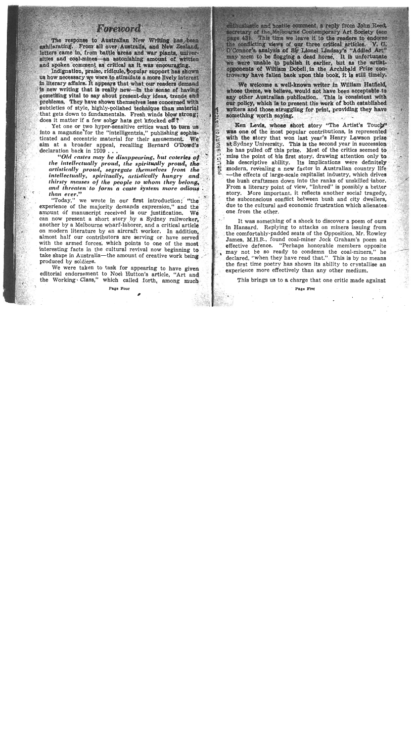# Foreword

The response to Australian New Writing has been exhilarating. From all over Australia, and New Zealand, letters came in, from battle areas and war plants, universities and coal-mines—an astonishing amount of written and spoken comment as critical as it was encouraging.

Indignation, praise, ridicule, popular support has shown us how necessary we were to stimulate a more lively interest in literary affairs. It appears that what our readers demand is new writing that is really new—in the sense of having something vital to say about present-day ideas, trends and problems. They have shown themselves less concerned with subtleties of style, highly-polished technique than material that gets down to fundamentals. Fresh winds blow strong; does it matter if a few sober hats get knocked off?

Yet one or two hyper-sensitive critics want to turn us into a magazine for the "intelligentzia," publishing sophisticated and eccentric material for their amusement. We aim at a broader appeal, recalling Bernard O'Dowd's declaration back in 1909 . . .

> *"Old castes may be disappearing, but coteries of the intellectually proud, the spiritually proud, the artistically proud, segregate themselves from the intellectually, spiritually, artistically hungry and thirsty masses of the people to whom they belong, and threaten to form a caste system more odious than ever."*

"Today," we wrote in our first introduction; "the experience of the majority demands expression," and the amount of manuscript received is our justification. We can now present a short story by a Sydney railworker, another by a Melbourne wharf-laborer, and a critical article on modern literature by an aircraft worker. In addition, almost half our contributors are serving or have served with the armed forces, which points to one of the most interesting facts in the cultural revival now beginning to take shape in Australia—the amount of creative work being produced by soldiers.

We were taken to task for appearing to have given editorial endorsement to Noel Hutton's article, "Art and the Working Class," which called forth, among much enthusiastic and hostile comment, a reply from John Reed, secretary of the Melbourne Contemporary Art Society (see page 43). This time we leave it to the readers to endorse the conflicting views of our three critical articles. V. G. O'Connor's analysis of Sir Lionel Lindsay's "Addled Art" may seem to be flogging a dead horse. It is unfortunate we were unable to publish it earlier, but as the artist-opponents of William Dobell in the Archibald Prize controversy have fallen back upon this book, it is still timely.

We welcome a well-known writer in William Hatfield, whose theme, we believe, would not have been acceptable to any other Australian publication. This is consistent with our policy, which is to present the work of both established writers and those struggling for print, providing they have something worth saying.

Ken Levis, whose short story "The Artist's Touch" was one of the most popular contributions, is represented with the story that won last year's Henry Lawson prize at Sydney University. This is the second year in succession he has pulled off this prize. Most of the critics seemed to miss the point of his first story, drawing attention only to his descriptive ability. Its implications were definitely modern, revealing a new factor in Australian country life—the effects of large-scale capitalist industry, which drives the bush craftsmen down into the ranks of unskilled labor. From a literary point of view, "Inbred" is possibly a better story. More important, it reflects another social tragedy, the subconscious conflict between bush and city dwellers, due to the cultural and economic frustration which alienates one from the other.

It was something of a shock to discover a poem of ours in Hansard. Replying to attacks on miners issuing from the comfortably-padded seats of the Opposition, Mr. Rowley James, M.H.R., found coal-miner Jock Graham's poem an effective defence. "Perhaps honorable members opposite may not be so ready to condemn the coal-miners," he declared, "when they have read that." This is by no means the first time poetry has shown its ability to crystallise an experience more effectively than any other medium.

This brings us to a charge that one critic made against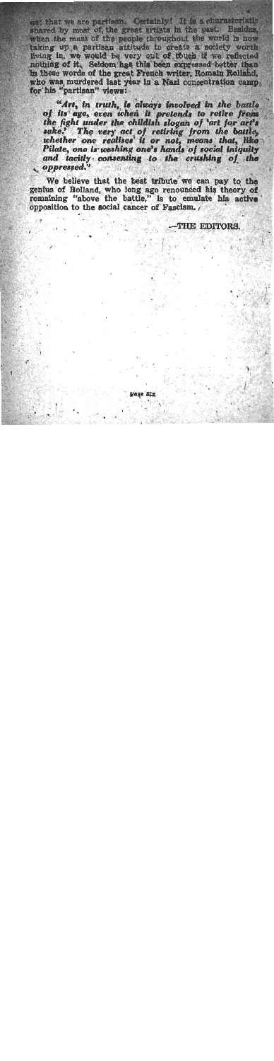us; that we are partisan. Certainly! It is a characteristic shared by most of the great artists in the past. Besides, when the mass of the people throughout the world is now taking up a partisan attitude to create a society worth living in, we would be very out of touch if we reflected nothing of it. Seldom has this been expressed better than in these words of the great French writer, Romain Rolland, who was murdered last year in a Nazi concentration camp for his "partisan" views:

> ***"Art, in truth, is always involved in the battle of its age, even when it pretends to retire from the fight under the childish slogan of 'art for art's sake.' The very act of retiring from the battle, whether one realises it or not, means that, like Pilate, one is washing one's hands of social iniquity and tacitly consenting to the crushing of the oppressed."***

We believe that the best tribute we can pay to the genius of Rolland, who long ago renounced his theory of remaining "above the battle," is to emulate his active opposition to the social cancer of Fascism.

—THE EDITORS.